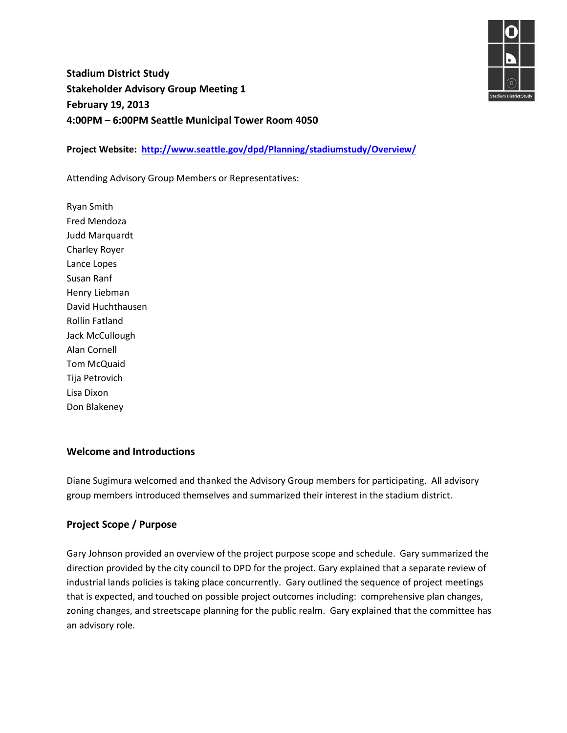**Stadium District Study**
**Stakeholder Advisory Group Meeting 1**
**February 19, 2013**
**4:00PM – 6:00PM Seattle Municipal Tower Room 4050**

**Project Website:** [http://www.seattle.gov/dpd/Planning/stadiumstudy/Overview/](http://www.seattle.gov/dpd/Planning/stadiumstudy/Overview/)

Attending Advisory Group Members or Representatives:

Ryan Smith
Fred Mendoza
Judd Marquardt
Charley Royer
Lance Lopes
Susan Ranf
Henry Liebman
David Huchthausen
Rollin Fatland
Jack McCullough
Alan Cornell
Tom McQuaid
Tija Petrovich
Lisa Dixon
Don Blakeney

## Welcome and Introductions

Diane Sugimura welcomed and thanked the Advisory Group members for participating. All advisory group members introduced themselves and summarized their interest in the stadium district.

## Project Scope / Purpose

Gary Johnson provided an overview of the project purpose scope and schedule. Gary summarized the direction provided by the city council to DPD for the project. Gary explained that a separate review of industrial lands policies is taking place concurrently. Gary outlined the sequence of project meetings that is expected, and touched on possible project outcomes including: comprehensive plan changes, zoning changes, and streetscape planning for the public realm. Gary explained that the committee has an advisory role.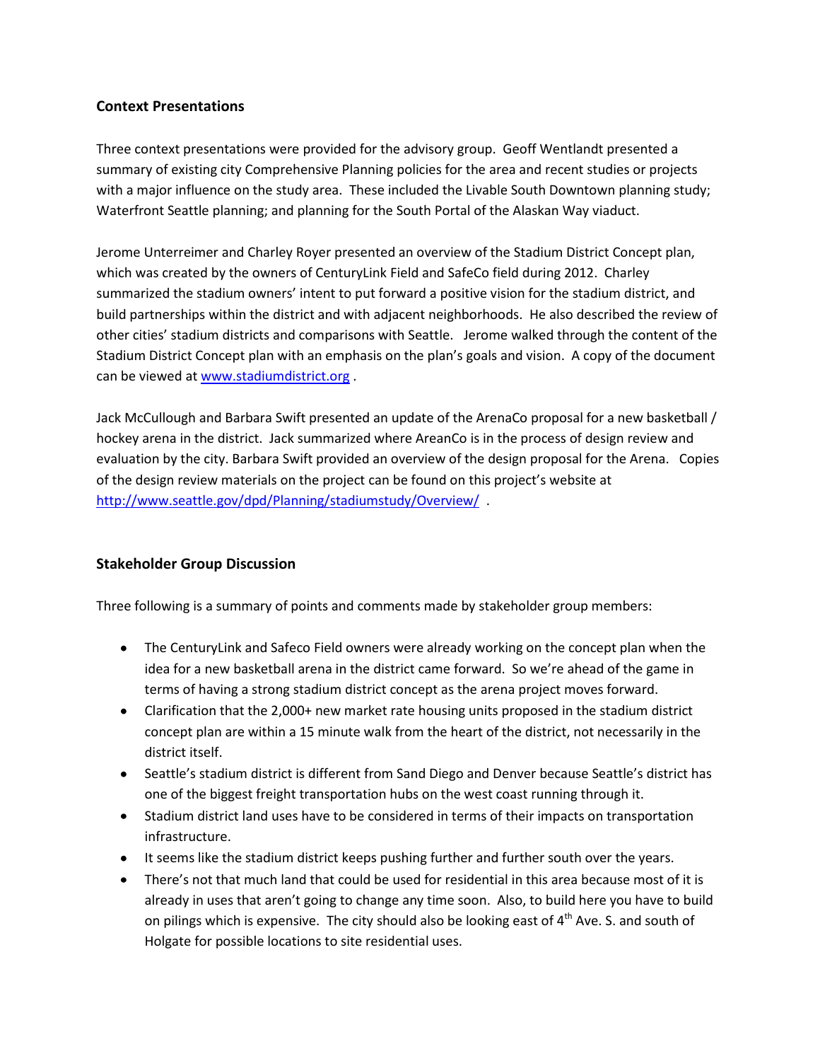## Context Presentations

Three context presentations were provided for the advisory group. Geoff Wentlandt presented a summary of existing city Comprehensive Planning policies for the area and recent studies or projects with a major influence on the study area. These included the Livable South Downtown planning study; Waterfront Seattle planning; and planning for the South Portal of the Alaskan Way viaduct.

Jerome Unterreimer and Charley Royer presented an overview of the Stadium District Concept plan, which was created by the owners of CenturyLink Field and SafeCo field during 2012. Charley summarized the stadium owners' intent to put forward a positive vision for the stadium district, and build partnerships within the district and with adjacent neighborhoods. He also described the review of other cities' stadium districts and comparisons with Seattle. Jerome walked through the content of the Stadium District Concept plan with an emphasis on the plan's goals and vision. A copy of the document can be viewed at [www.stadiumdistrict.org](www.stadiumdistrict.org) .

Jack McCullough and Barbara Swift presented an update of the ArenaCo proposal for a new basketball / hockey arena in the district. Jack summarized where AreanCo is in the process of design review and evaluation by the city. Barbara Swift provided an overview of the design proposal for the Arena. Copies of the design review materials on the project can be found on this project's website at [http://www.seattle.gov/dpd/Planning/stadiumstudy/Overview/](http://www.seattle.gov/dpd/Planning/stadiumstudy/Overview/) .

## Stakeholder Group Discussion

Three following is a summary of points and comments made by stakeholder group members:

- The CenturyLink and Safeco Field owners were already working on the concept plan when the idea for a new basketball arena in the district came forward. So we're ahead of the game in terms of having a strong stadium district concept as the arena project moves forward.
- Clarification that the 2,000+ new market rate housing units proposed in the stadium district concept plan are within a 15 minute walk from the heart of the district, not necessarily in the district itself.
- Seattle's stadium district is different from Sand Diego and Denver because Seattle's district has one of the biggest freight transportation hubs on the west coast running through it.
- Stadium district land uses have to be considered in terms of their impacts on transportation infrastructure.
- It seems like the stadium district keeps pushing further and further south over the years.
- There's not that much land that could be used for residential in this area because most of it is already in uses that aren't going to change any time soon. Also, to build here you have to build on pilings which is expensive. The city should also be looking east of 4th Ave. S. and south of Holgate for possible locations to site residential uses.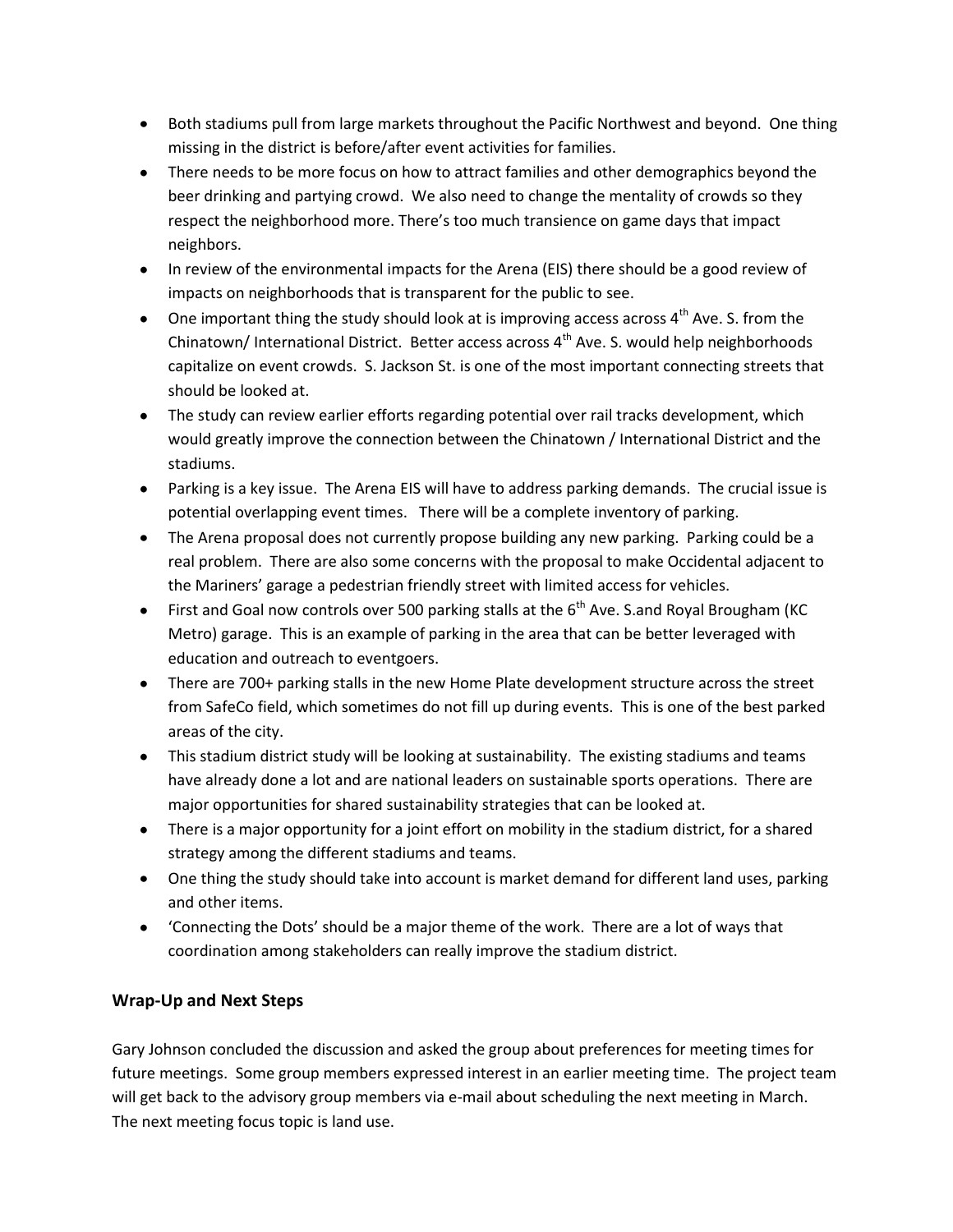- Both stadiums pull from large markets throughout the Pacific Northwest and beyond. One thing missing in the district is before/after event activities for families.
- There needs to be more focus on how to attract families and other demographics beyond the beer drinking and partying crowd. We also need to change the mentality of crowds so they respect the neighborhood more. There's too much transience on game days that impact neighbors.
- In review of the environmental impacts for the Arena (EIS) there should be a good review of impacts on neighborhoods that is transparent for the public to see.
- One important thing the study should look at is improving access across 4th Ave. S. from the Chinatown/ International District. Better access across 4th Ave. S. would help neighborhoods capitalize on event crowds. S. Jackson St. is one of the most important connecting streets that should be looked at.
- The study can review earlier efforts regarding potential over rail tracks development, which would greatly improve the connection between the Chinatown / International District and the stadiums.
- Parking is a key issue. The Arena EIS will have to address parking demands. The crucial issue is potential overlapping event times. There will be a complete inventory of parking.
- The Arena proposal does not currently propose building any new parking. Parking could be a real problem. There are also some concerns with the proposal to make Occidental adjacent to the Mariners' garage a pedestrian friendly street with limited access for vehicles.
- First and Goal now controls over 500 parking stalls at the 6th Ave. S.and Royal Brougham (KC Metro) garage. This is an example of parking in the area that can be better leveraged with education and outreach to eventgoers.
- There are 700+ parking stalls in the new Home Plate development structure across the street from SafeCo field, which sometimes do not fill up during events. This is one of the best parked areas of the city.
- This stadium district study will be looking at sustainability. The existing stadiums and teams have already done a lot and are national leaders on sustainable sports operations. There are major opportunities for shared sustainability strategies that can be looked at.
- There is a major opportunity for a joint effort on mobility in the stadium district, for a shared strategy among the different stadiums and teams.
- One thing the study should take into account is market demand for different land uses, parking and other items.
- 'Connecting the Dots' should be a major theme of the work. There are a lot of ways that coordination among stakeholders can really improve the stadium district.

## Wrap-Up and Next Steps

Gary Johnson concluded the discussion and asked the group about preferences for meeting times for future meetings. Some group members expressed interest in an earlier meeting time. The project team will get back to the advisory group members via e-mail about scheduling the next meeting in March. The next meeting focus topic is land use.